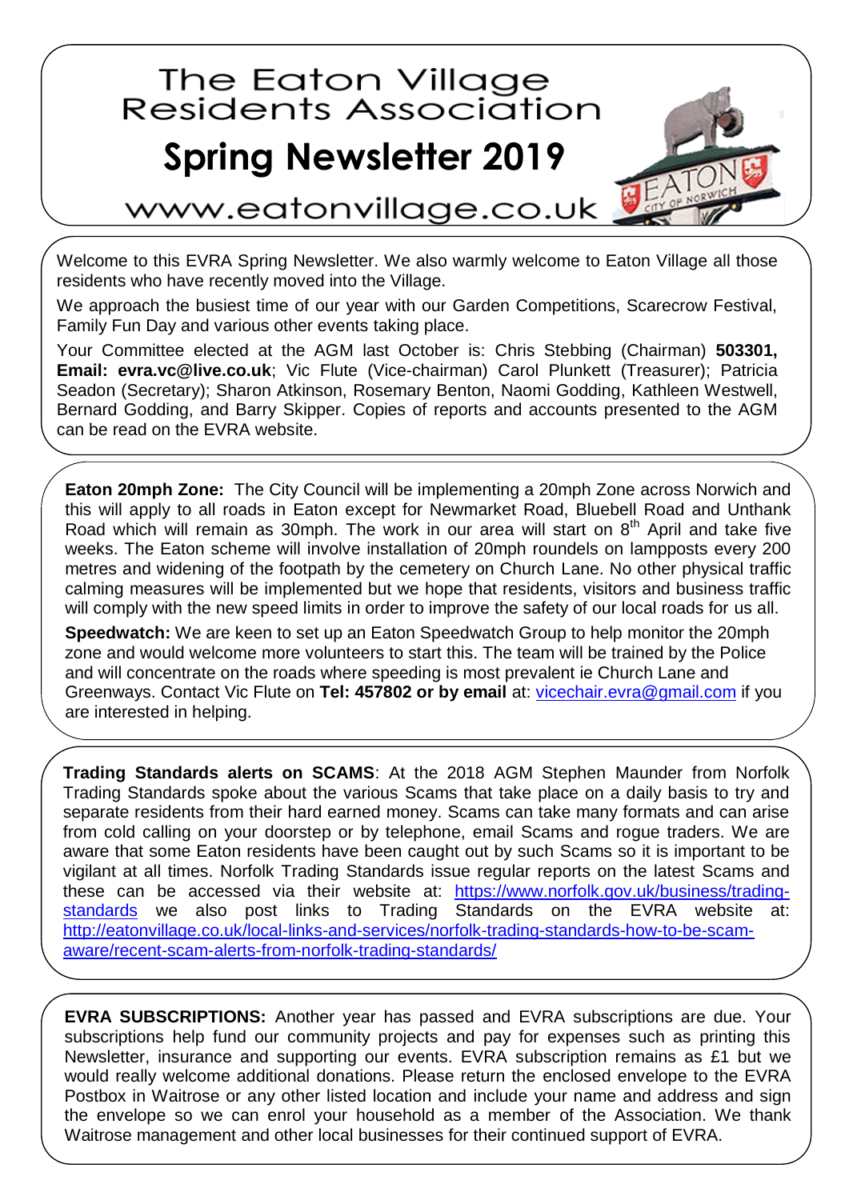# The Eaton Village Residents Association

# Spring Newsletter 2019

www.eatonvillage.co.uk

Welcome to this EVRA Spring Newsletter. We also warmly welcome to Eaton Village all those residents who have recently moved into the Village.

We approach the busiest time of our year with our Garden Competitions, Scarecrow Festival, Family Fun Day and various other events taking place.

Your Committee elected at the AGM last October is: Chris Stebbing (Chairman) **503301, Email: evra.vc@live.co.uk**; Vic Flute (Vice-chairman) Carol Plunkett (Treasurer); Patricia Seadon (Secretary); Sharon Atkinson, Rosemary Benton, Naomi Godding, Kathleen Westwell, Bernard Godding, and Barry Skipper. Copies of reports and accounts presented to the AGM can be read on the EVRA website.

**Eaton 20mph Zone:** The City Council will be implementing a 20mph Zone across Norwich and this will apply to all roads in Eaton except for Newmarket Road, Bluebell Road and Unthank Road which will remain as 30mph. The work in our area will start on 8th April and take five weeks. The Eaton scheme will involve installation of 20mph roundels on lampposts every 200 metres and widening of the footpath by the cemetery on Church Lane. No other physical traffic calming measures will be implemented but we hope that residents, visitors and business traffic will comply with the new speed limits in order to improve the safety of our local roads for us all.

**Speedwatch:** We are keen to set up an Eaton Speedwatch Group to help monitor the 20mph zone and would welcome more volunteers to start this. The team will be trained by the Police and will concentrate on the roads where speeding is most prevalent ie Church Lane and Greenways. Contact Vic Flute on **Tel: 457802 or by email** at: vicechair.evra@gmail.com if you are interested in helping.

**Trading Standards alerts on SCAMS**: At the 2018 AGM Stephen Maunder from Norfolk Trading Standards spoke about the various Scams that take place on a daily basis to try and separate residents from their hard earned money. Scams can take many formats and can arise from cold calling on your doorstep or by telephone, email Scams and rogue traders. We are aware that some Eaton residents have been caught out by such Scams so it is important to be vigilant at all times. Norfolk Trading Standards issue regular reports on the latest Scams and these can be accessed via their website at: https://www.norfolk.gov.uk/business/trading-standards we also post links to Trading Standards on the EVRA website at: http://eatonvillage.co.uk/local-links-and-services/norfolk-trading-standards-how-to-be-scam-aware/recent-scam-alerts-from-norfolk-trading-standards/

**EVRA SUBSCRIPTIONS:** Another year has passed and EVRA subscriptions are due. Your subscriptions help fund our community projects and pay for expenses such as printing this Newsletter, insurance and supporting our events. EVRA subscription remains as £1 but we would really welcome additional donations. Please return the enclosed envelope to the EVRA Postbox in Waitrose or any other listed location and include your name and address and sign the envelope so we can enrol your household as a member of the Association. We thank Waitrose management and other local businesses for their continued support of EVRA.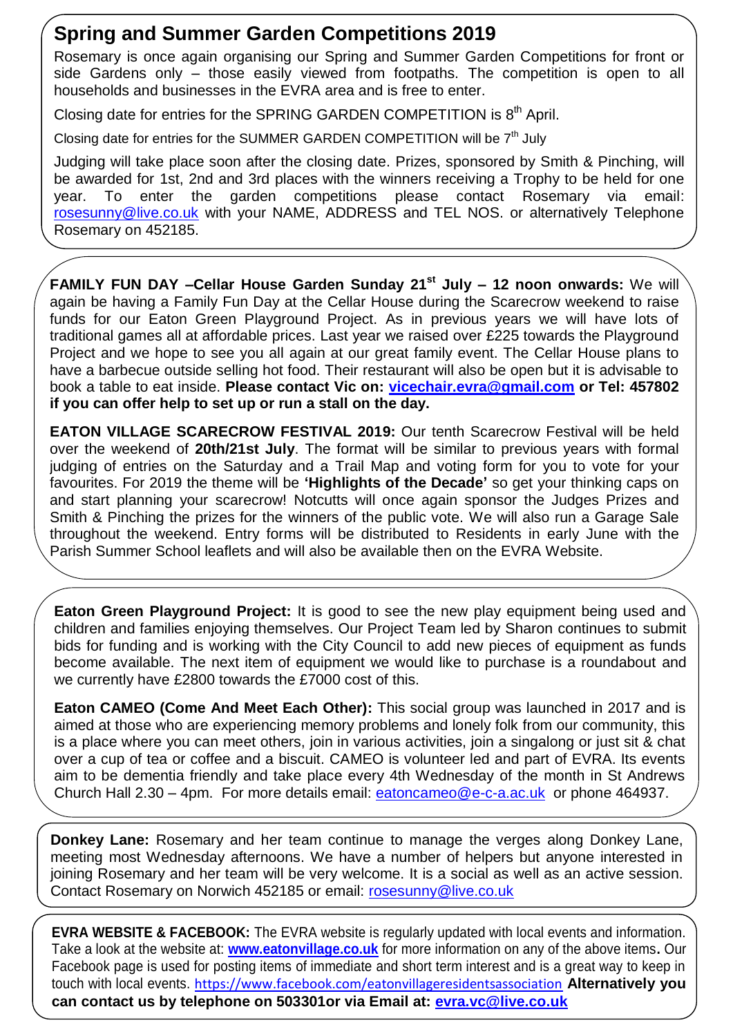## Spring and Summer Garden Competitions 2019

Rosemary is once again organising our Spring and Summer Garden Competitions for front or side Gardens only – those easily viewed from footpaths. The competition is open to all households and businesses in the EVRA area and is free to enter.

Closing date for entries for the SPRING GARDEN COMPETITION is 8th April.

Closing date for entries for the SUMMER GARDEN COMPETITION will be 7th July

Judging will take place soon after the closing date. Prizes, sponsored by Smith & Pinching, will be awarded for 1st, 2nd and 3rd places with the winners receiving a Trophy to be held for one year. To enter the garden competitions please contact Rosemary via email: rosesunny@live.co.uk with your NAME, ADDRESS and TEL NOS. or alternatively Telephone Rosemary on 452185.

**FAMILY FUN DAY –Cellar House Garden Sunday 21st July – 12 noon onwards:** We will again be having a Family Fun Day at the Cellar House during the Scarecrow weekend to raise funds for our Eaton Green Playground Project. As in previous years we will have lots of traditional games all at affordable prices. Last year we raised over £225 towards the Playground Project and we hope to see you all again at our great family event. The Cellar House plans to have a barbecue outside selling hot food. Their restaurant will also be open but it is advisable to book a table to eat inside. **Please contact Vic on: vicechair.evra@gmail.com or Tel: 457802 if you can offer help to set up or run a stall on the day.**

**EATON VILLAGE SCARECROW FESTIVAL 2019:** Our tenth Scarecrow Festival will be held over the weekend of **20th/21st July**. The format will be similar to previous years with formal judging of entries on the Saturday and a Trail Map and voting form for you to vote for your favourites. For 2019 the theme will be **'Highlights of the Decade'** so get your thinking caps on and start planning your scarecrow! Notcutts will once again sponsor the Judges Prizes and Smith & Pinching the prizes for the winners of the public vote. We will also run a Garage Sale throughout the weekend. Entry forms will be distributed to Residents in early June with the Parish Summer School leaflets and will also be available then on the EVRA Website.

**Eaton Green Playground Project:** It is good to see the new play equipment being used and children and families enjoying themselves. Our Project Team led by Sharon continues to submit bids for funding and is working with the City Council to add new pieces of equipment as funds become available. The next item of equipment we would like to purchase is a roundabout and we currently have £2800 towards the £7000 cost of this.

**Eaton CAMEO (Come And Meet Each Other):** This social group was launched in 2017 and is aimed at those who are experiencing memory problems and lonely folk from our community, this is a place where you can meet others, join in various activities, join a singalong or just sit & chat over a cup of tea or coffee and a biscuit. CAMEO is volunteer led and part of EVRA. Its events aim to be dementia friendly and take place every 4th Wednesday of the month in St Andrews Church Hall 2.30 – 4pm. For more details email: eatoncameo@e-c-a.ac.uk or phone 464937.

**Donkey Lane:** Rosemary and her team continue to manage the verges along Donkey Lane, meeting most Wednesday afternoons. We have a number of helpers but anyone interested in joining Rosemary and her team will be very welcome. It is a social as well as an active session. Contact Rosemary on Norwich 452185 or email: rosesunny@live.co.uk

**EVRA WEBSITE & FACEBOOK:** The EVRA website is regularly updated with local events and information. Take a look at the website at: **www.eatonvillage.co.uk** for more information on any of the above items**.** Our Facebook page is used for posting items of immediate and short term interest and is a great way to keep in touch with local events. https://www.facebook.com/eatonvillageresidentsassociation **Alternatively you can contact us by telephone on 503301or via Email at: evra.vc@live.co.uk**